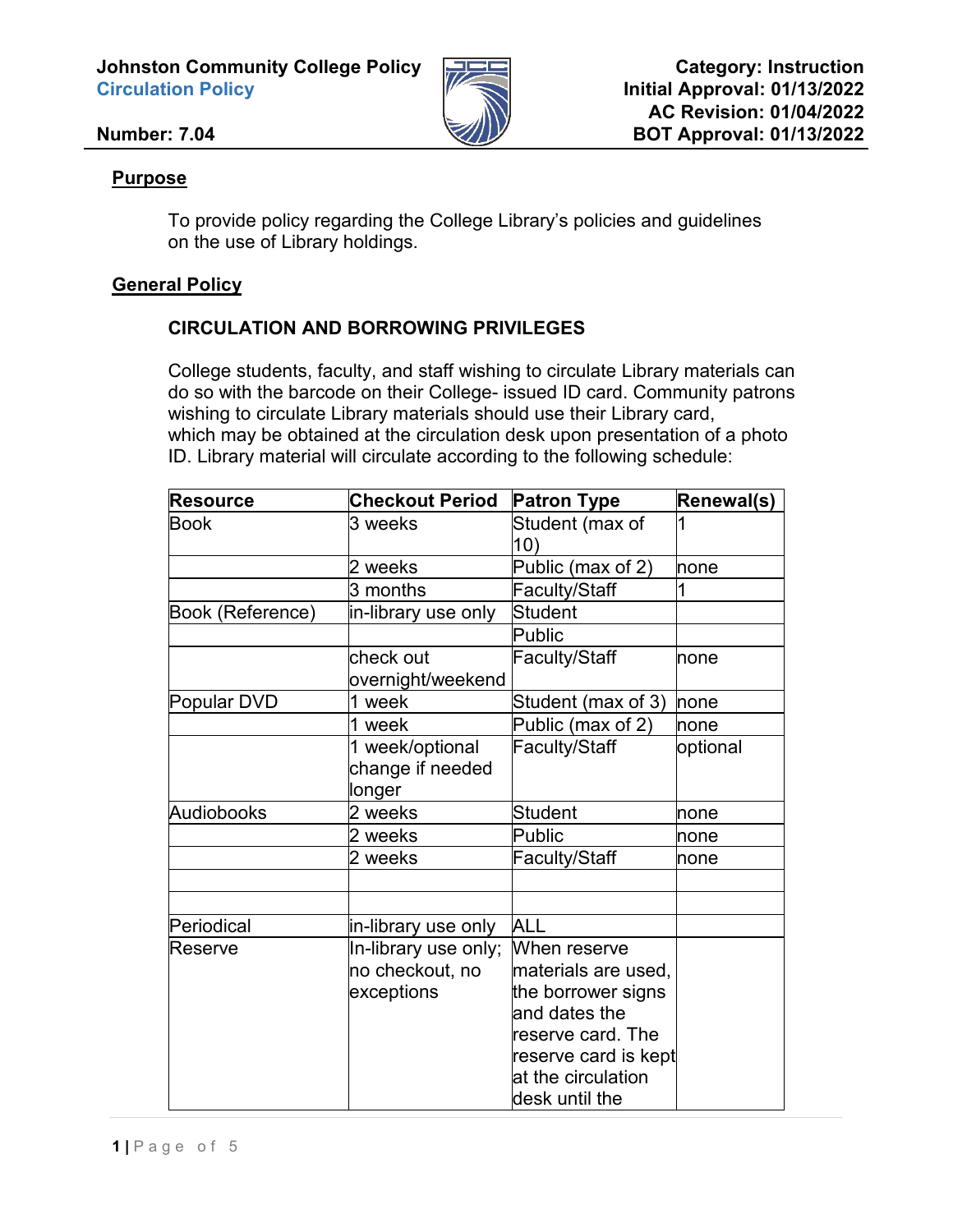**Johnston Community College Policy**
**Circulation Policy**

**Number: 7.04**

**Category: Instruction**
**Initial Approval: 01/13/2022**
**AC Revision: 01/04/2022**
**BOT Approval: 01/13/2022**

## Purpose

To provide policy regarding the College Library's policies and guidelines on the use of Library holdings.

## General Policy

### CIRCULATION AND BORROWING PRIVILEGES

College students, faculty, and staff wishing to circulate Library materials can do so with the barcode on their College- issued ID card. Community patrons wishing to circulate Library materials should use their Library card, which may be obtained at the circulation desk upon presentation of a photo ID. Library material will circulate according to the following schedule:

| Resource | Checkout Period | Patron Type | Renewal(s) |
|---|---|---|---|
| Book | 3 weeks | Student (max of 10) | 1 |
| | 2 weeks | Public (max of 2) | none |
| | 3 months | Faculty/Staff | 1 |
| Book (Reference) | in-library use only | Student | |
| | | Public | |
| | check out overnight/weekend | Faculty/Staff | none |
| Popular DVD | 1 week | Student (max of 3) | none |
| | 1 week | Public (max of 2) | none |
| | 1 week/optional change if needed longer | Faculty/Staff | optional |
| Audiobooks | 2 weeks | Student | none |
| | 2 weeks | Public | none |
| | 2 weeks | Faculty/Staff | none |
| | | | |
| | | | |
| Periodical | in-library use only | ALL | |
| Reserve | In-library use only; no checkout, no exceptions | When reserve materials are used, the borrower signs and dates the reserve card. The reserve card is kept at the circulation desk until the | |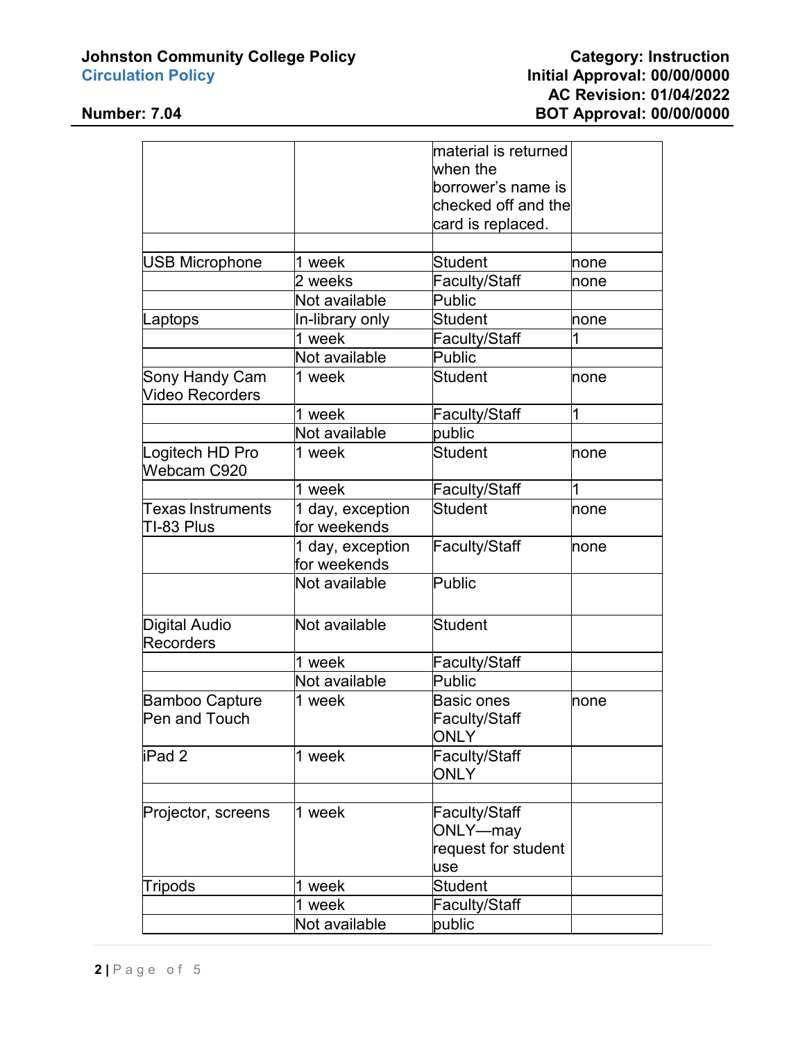| | | material is returned when the borrower's name is checked off and the card is replaced. | |
|---|---|---|---|
| | | | |
| USB Microphone | 1 week | Student | none |
| | 2 weeks | Faculty/Staff | none |
| | Not available | Public | |
| Laptops | In-library only | Student | none |
| | 1 week | Faculty/Staff | 1 |
| | Not available | Public | |
| Sony Handy Cam Video Recorders | 1 week | Student | none |
| | 1 week | Faculty/Staff | 1 |
| | Not available | public | |
| Logitech HD Pro Webcam C920 | 1 week | Student | none |
| | 1 week | Faculty/Staff | 1 |
| Texas Instruments TI-83 Plus | 1 day, exception for weekends | Student | none |
| | 1 day, exception for weekends | Faculty/Staff | none |
| | Not available | Public | |
| Digital Audio Recorders | Not available | Student | |
| | 1 week | Faculty/Staff | |
| | Not available | Public | |
| Bamboo Capture Pen and Touch | 1 week | Basic ones Faculty/Staff ONLY | none |
| iPad 2 | 1 week | Faculty/Staff ONLY | |
| | | | |
| Projector, screens | 1 week | Faculty/Staff ONLY—may request for student use | |
| Tripods | 1 week | Student | |
| | 1 week | Faculty/Staff | |
| | Not available | public | |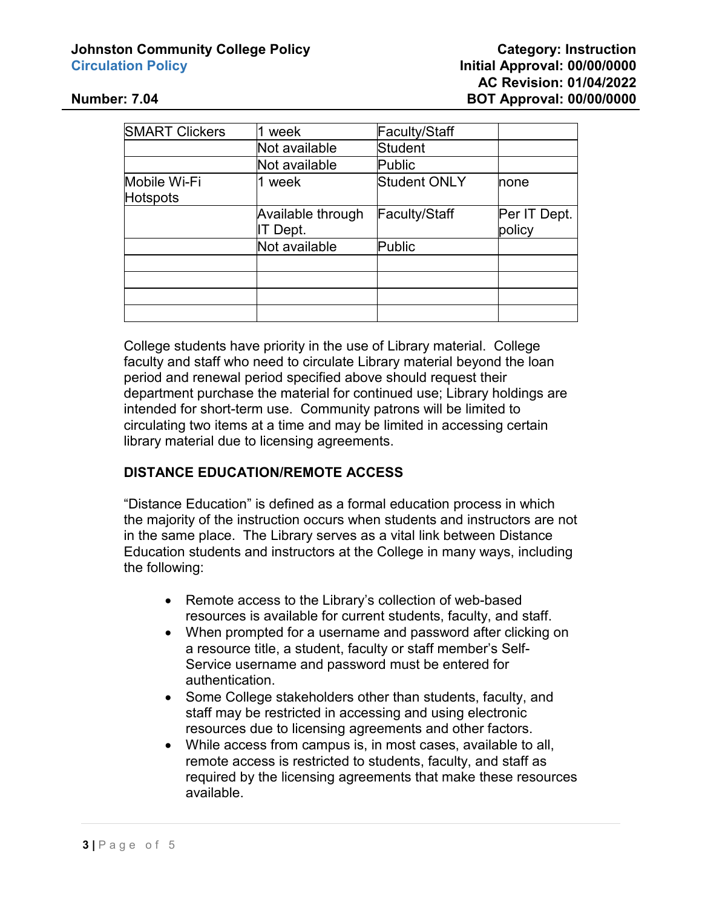| SMART Clickers | 1 week | Faculty/Staff | |
|---|---|---|---|
| | Not available | Student | |
| | Not available | Public | |
| Mobile Wi-Fi Hotspots | 1 week | Student ONLY | none |
| | Available through IT Dept. | Faculty/Staff | Per IT Dept. policy |
| | Not available | Public | |
| | | | |
| | | | |
| | | | |
| | | | |

College students have priority in the use of Library material. College faculty and staff who need to circulate Library material beyond the loan period and renewal period specified above should request their department purchase the material for continued use; Library holdings are intended for short-term use. Community patrons will be limited to circulating two items at a time and may be limited in accessing certain library material due to licensing agreements.

**DISTANCE EDUCATION/REMOTE ACCESS**

"Distance Education" is defined as a formal education process in which the majority of the instruction occurs when students and instructors are not in the same place. The Library serves as a vital link between Distance Education students and instructors at the College in many ways, including the following:

- Remote access to the Library's collection of web-based resources is available for current students, faculty, and staff.
- When prompted for a username and password after clicking on a resource title, a student, faculty or staff member's Self-Service username and password must be entered for authentication.
- Some College stakeholders other than students, faculty, and staff may be restricted in accessing and using electronic resources due to licensing agreements and other factors.
- While access from campus is, in most cases, available to all, remote access is restricted to students, faculty, and staff as required by the licensing agreements that make these resources available.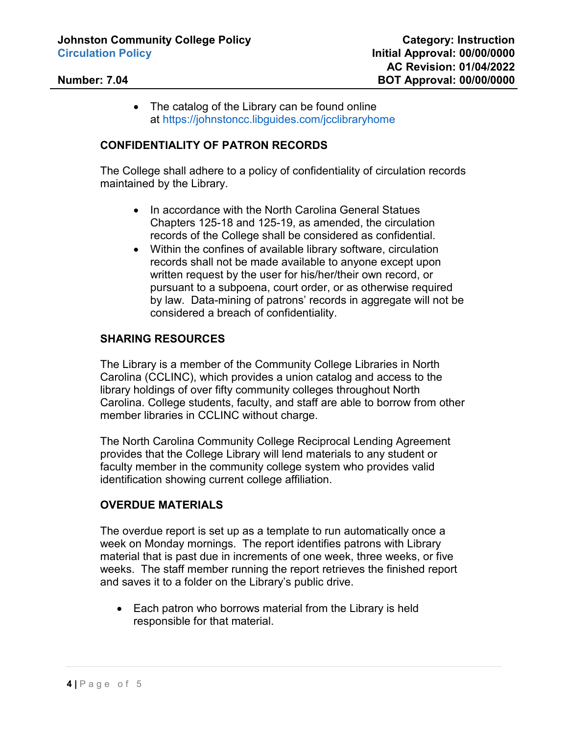- The catalog of the Library can be found online at https://johnstoncc.libguides.com/jcclibraryhome

**CONFIDENTIALITY OF PATRON RECORDS**

The College shall adhere to a policy of confidentiality of circulation records maintained by the Library.

- In accordance with the North Carolina General Statues Chapters 125-18 and 125-19, as amended, the circulation records of the College shall be considered as confidential.
- Within the confines of available library software, circulation records shall not be made available to anyone except upon written request by the user for his/her/their own record, or pursuant to a subpoena, court order, or as otherwise required by law. Data-mining of patrons' records in aggregate will not be considered a breach of confidentiality.

**SHARING RESOURCES**

The Library is a member of the Community College Libraries in North Carolina (CCLINC), which provides a union catalog and access to the library holdings of over fifty community colleges throughout North Carolina. College students, faculty, and staff are able to borrow from other member libraries in CCLINC without charge.

The North Carolina Community College Reciprocal Lending Agreement provides that the College Library will lend materials to any student or faculty member in the community college system who provides valid identification showing current college affiliation.

**OVERDUE MATERIALS**

The overdue report is set up as a template to run automatically once a week on Monday mornings. The report identifies patrons with Library material that is past due in increments of one week, three weeks, or five weeks. The staff member running the report retrieves the finished report and saves it to a folder on the Library's public drive.

- Each patron who borrows material from the Library is held responsible for that material.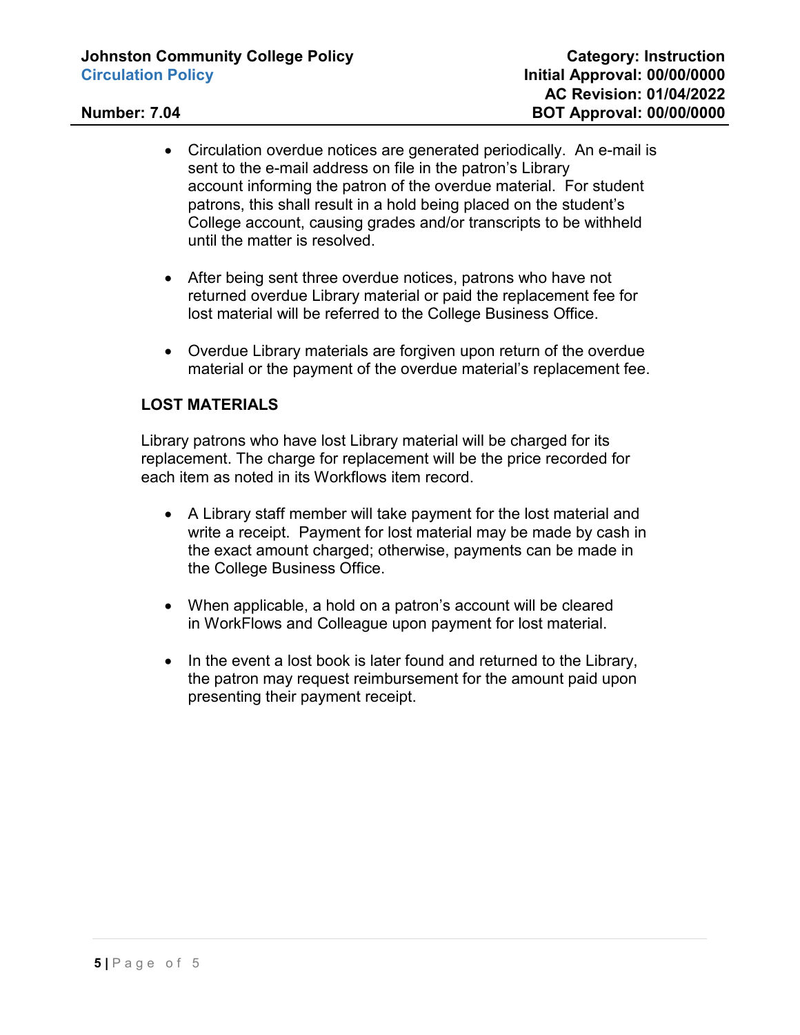- Circulation overdue notices are generated periodically. An e-mail is sent to the e-mail address on file in the patron's Library account informing the patron of the overdue material. For student patrons, this shall result in a hold being placed on the student's College account, causing grades and/or transcripts to be withheld until the matter is resolved.

- After being sent three overdue notices, patrons who have not returned overdue Library material or paid the replacement fee for lost material will be referred to the College Business Office.

- Overdue Library materials are forgiven upon return of the overdue material or the payment of the overdue material's replacement fee.

**LOST MATERIALS**

Library patrons who have lost Library material will be charged for its replacement. The charge for replacement will be the price recorded for each item as noted in its Workflows item record.

- A Library staff member will take payment for the lost material and write a receipt. Payment for lost material may be made by cash in the exact amount charged; otherwise, payments can be made in the College Business Office.

- When applicable, a hold on a patron's account will be cleared in WorkFlows and Colleague upon payment for lost material.

- In the event a lost book is later found and returned to the Library, the patron may request reimbursement for the amount paid upon presenting their payment receipt.